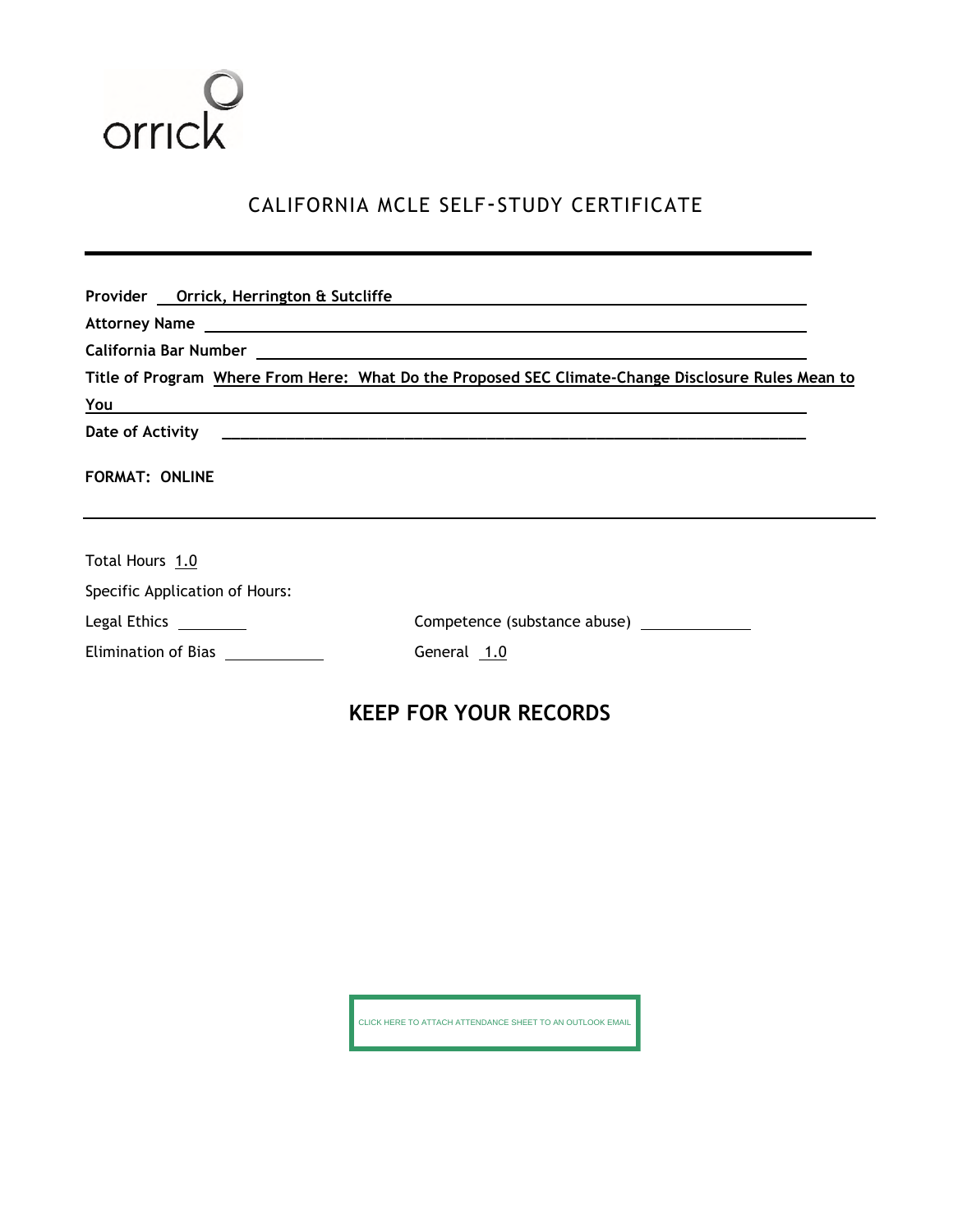orrick

# CALIFORNIA MCLE SELF-STUDY CERTIFICATE

---

**Provider** Orrick, Herrington & Sutcliffe

**Attorney Name** ______________________________

**California Bar Number** ______________________________

**Title of Program** Where From Here: What Do the Proposed SEC Climate-Change Disclosure Rules Mean to You

**Date of Activity** ______________________________

**FORMAT: ONLINE**

---

Total Hours 1.0

Specific Application of Hours:

Legal Ethics ________

Competence (substance abuse) ____________

Elimination of Bias ____________

General 1.0

## KEEP FOR YOUR RECORDS

CLICK HERE TO ATTACH ATTENDANCE SHEET TO AN OUTLOOK EMAIL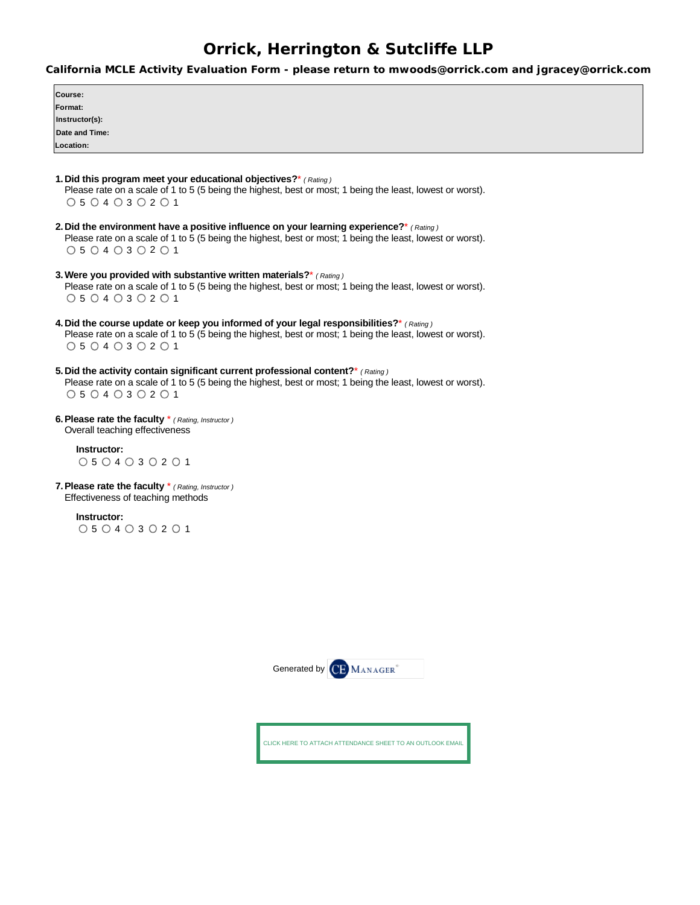# Orrick, Herrington & Sutcliffe LLP

## California MCLE Activity Evaluation Form - please return to mwoods@orrick.com and jgracey@orrick.com

**Course:**
**Format:**
**Instructor(s):**
**Date and Time:**
**Location:**

1. **Did this program meet your educational objectives?*** *( Rating )*
   Please rate on a scale of 1 to 5 (5 being the highest, best or most; 1 being the least, lowest or worst).
   ○ 5 ○ 4 ○ 3 ○ 2 ○ 1

2. **Did the environment have a positive influence on your learning experience?*** *( Rating )*
   Please rate on a scale of 1 to 5 (5 being the highest, best or most; 1 being the least, lowest or worst).
   ○ 5 ○ 4 ○ 3 ○ 2 ○ 1

3. **Were you provided with substantive written materials?*** *( Rating )*
   Please rate on a scale of 1 to 5 (5 being the highest, best or most; 1 being the least, lowest or worst).
   ○ 5 ○ 4 ○ 3 ○ 2 ○ 1

4. **Did the course update or keep you informed of your legal responsibilities?*** *( Rating )*
   Please rate on a scale of 1 to 5 (5 being the highest, best or most; 1 being the least, lowest or worst).
   ○ 5 ○ 4 ○ 3 ○ 2 ○ 1

5. **Did the activity contain significant current professional content?*** *( Rating )*
   Please rate on a scale of 1 to 5 (5 being the highest, best or most; 1 being the least, lowest or worst).
   ○ 5 ○ 4 ○ 3 ○ 2 ○ 1

6. **Please rate the faculty** * *( Rating, Instructor )*
   Overall teaching effectiveness

   **Instructor:**
   ○ 5 ○ 4 ○ 3 ○ 2 ○ 1

7. **Please rate the faculty** * *( Rating, Instructor )*
   Effectiveness of teaching methods

   **Instructor:**
   ○ 5 ○ 4 ○ 3 ○ 2 ○ 1

Generated by CE MANAGER®

CLICK HERE TO ATTACH ATTENDANCE SHEET TO AN OUTLOOK EMAIL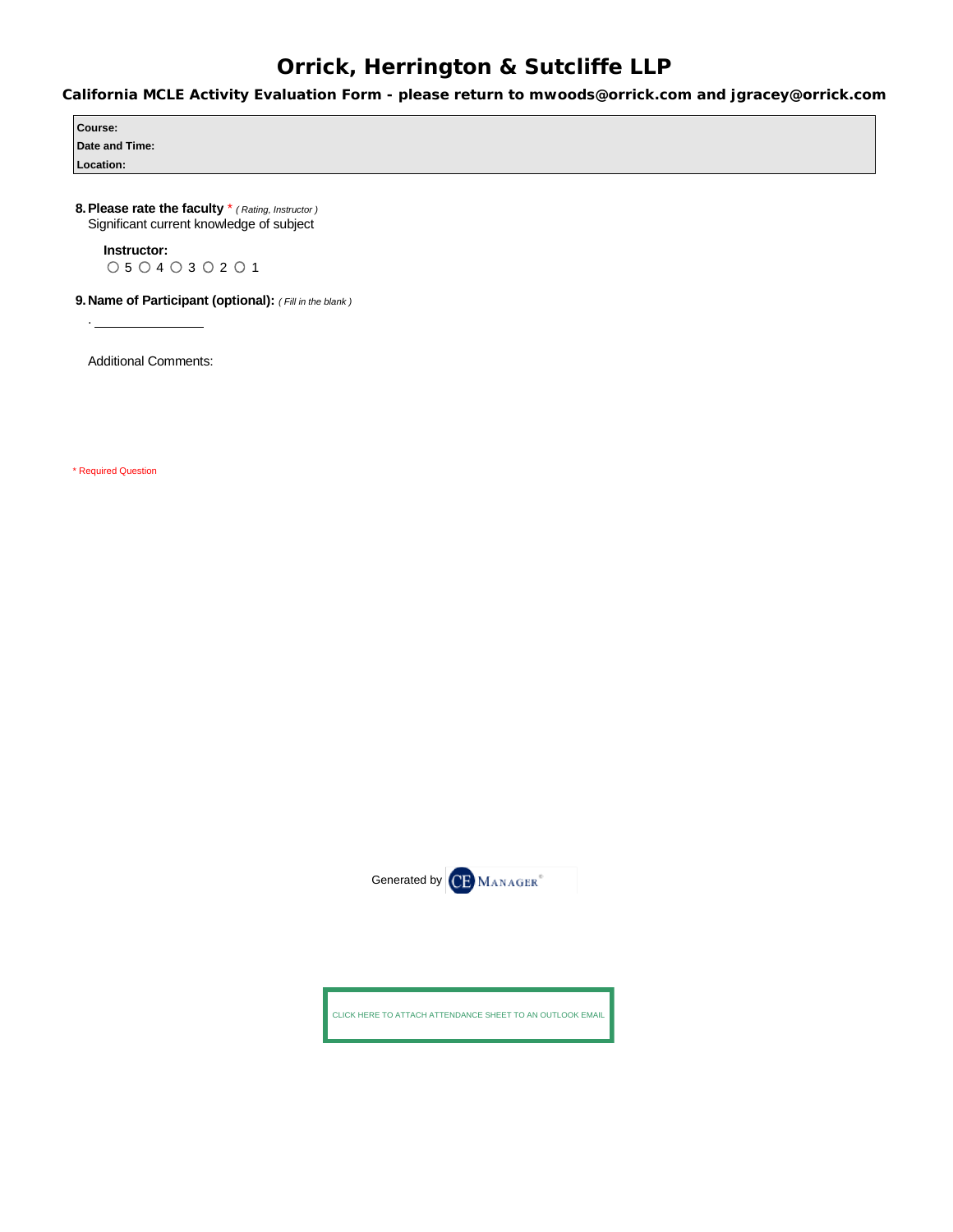# Orrick, Herrington & Sutcliffe LLP

**California MCLE Activity Evaluation Form - please return to mwoods@orrick.com and jgracey@orrick.com**

| | |
|---|---|
| **Course:** | |
| **Date and Time:** | |
| **Location:** | |

**8. Please rate the faculty** * *( Rating, Instructor )*

Significant current knowledge of subject

**Instructor:**

○ 5 ○ 4 ○ 3 ○ 2 ○ 1

**9. Name of Participant (optional):** *( Fill in the blank )*

. ______________

Additional Comments:

* Required Question

Generated by CE MANAGER®

CLICK HERE TO ATTACH ATTENDANCE SHEET TO AN OUTLOOK EMAIL